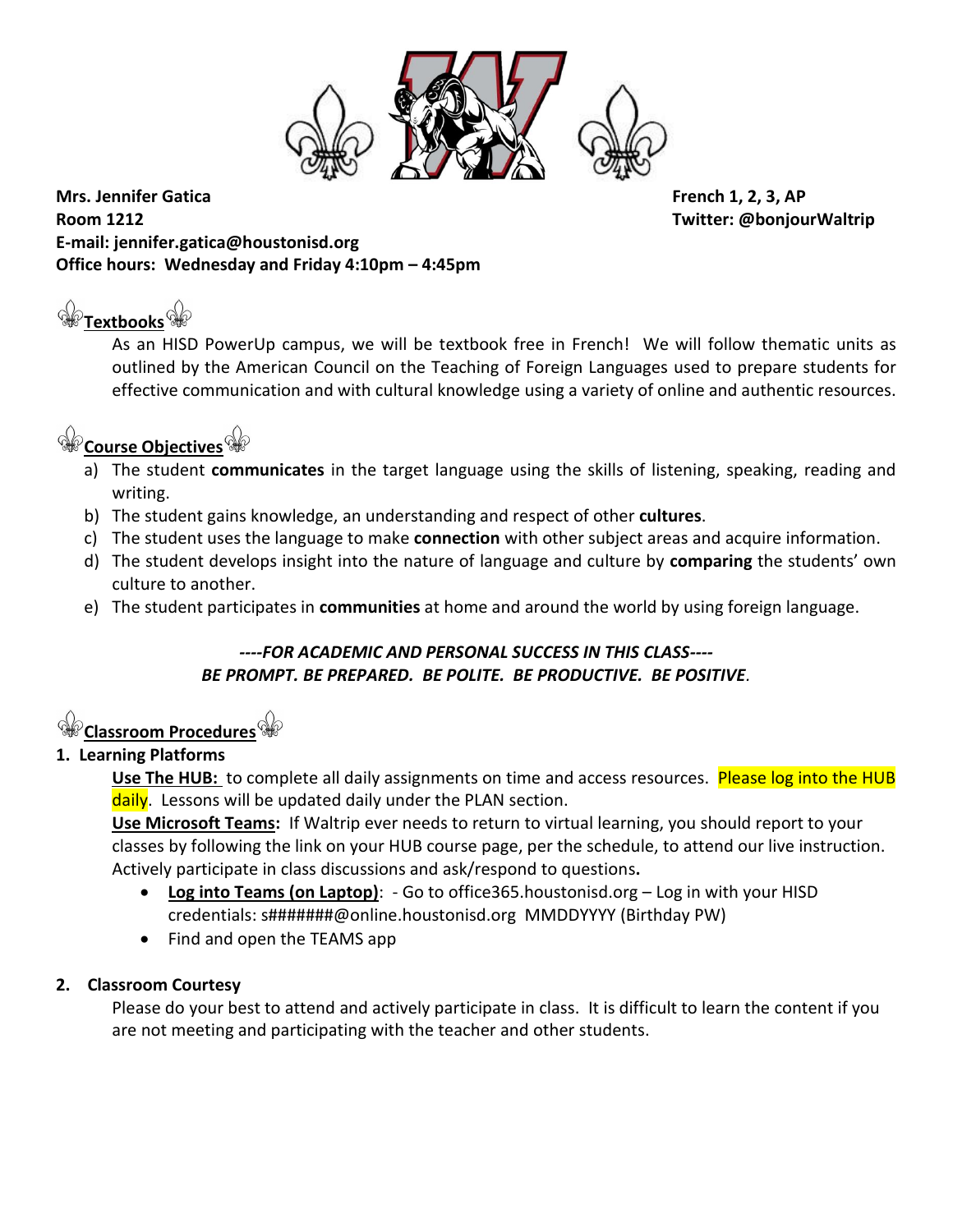**Mrs. Jennifer Gatica**
**Room 1212**
**E-mail: jennifer.gatica@houstonisd.org**
**Office hours: Wednesday and Friday 4:10pm – 4:45pm**

**French 1, 2, 3, AP**
**Twitter: @bonjourWaltrip**

## Textbooks

As an HISD PowerUp campus, we will be textbook free in French! We will follow thematic units as outlined by the American Council on the Teaching of Foreign Languages used to prepare students for effective communication and with cultural knowledge using a variety of online and authentic resources.

## Course Objectives

a) The student **communicates** in the target language using the skills of listening, speaking, reading and writing.
b) The student gains knowledge, an understanding and respect of other **cultures**.
c) The student uses the language to make **connection** with other subject areas and acquire information.
d) The student develops insight into the nature of language and culture by **comparing** the students' own culture to another.
e) The student participates in **communities** at home and around the world by using foreign language.

***----FOR ACADEMIC AND PERSONAL SUCCESS IN THIS CLASS----***
***BE PROMPT. BE PREPARED. BE POLITE. BE PRODUCTIVE. BE POSITIVE.***

## Classroom Procedures

### 1. Learning Platforms

**Use The HUB:** to complete all daily assignments on time and access resources. Please log into the HUB daily. Lessons will be updated daily under the PLAN section.

**Use Microsoft Teams:** If Waltrip ever needs to return to virtual learning, you should report to your classes by following the link on your HUB course page, per the schedule, to attend our live instruction. Actively participate in class discussions and ask/respond to questions.

- **Log into Teams (on Laptop)**: - Go to office365.houstonisd.org – Log in with your HISD credentials: s#######@online.houstonisd.org MMDDYYYY (Birthday PW)
- Find and open the TEAMS app

### 2. Classroom Courtesy

Please do your best to attend and actively participate in class. It is difficult to learn the content if you are not meeting and participating with the teacher and other students.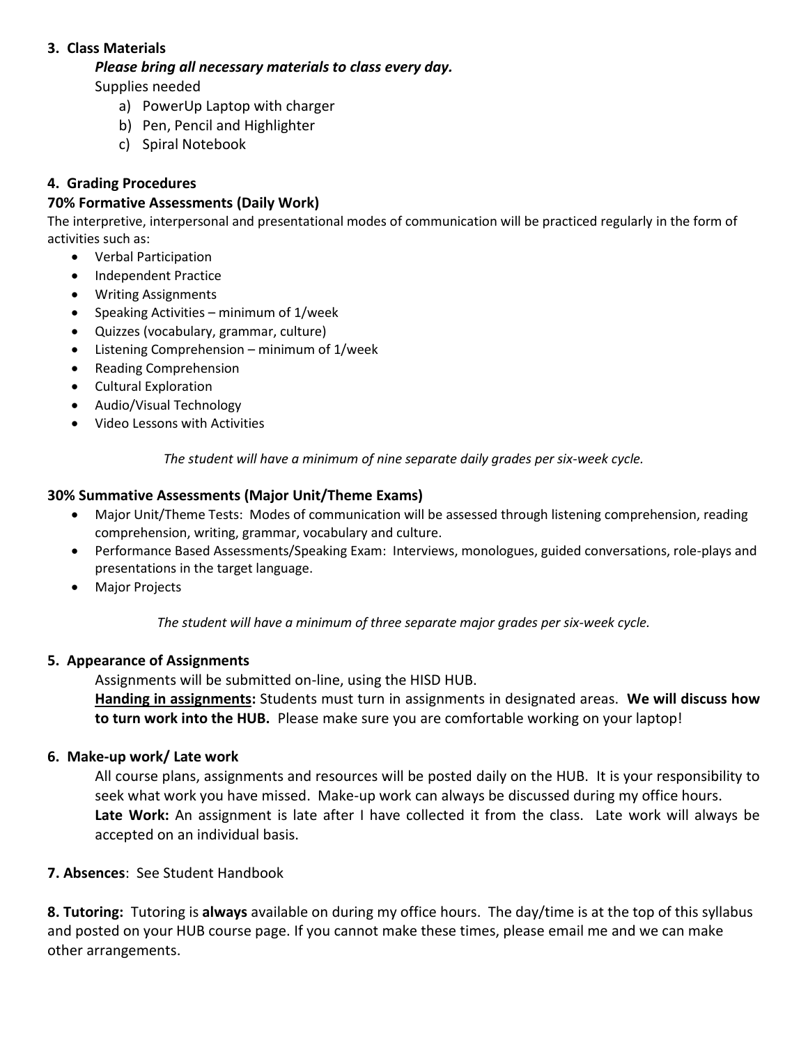**3. Class Materials**

***Please bring all necessary materials to class every day.***

Supplies needed

a) PowerUp Laptop with charger
b) Pen, Pencil and Highlighter
c) Spiral Notebook

**4. Grading Procedures**

**70% Formative Assessments (Daily Work)**

The interpretive, interpersonal and presentational modes of communication will be practiced regularly in the form of activities such as:

- Verbal Participation
- Independent Practice
- Writing Assignments
- Speaking Activities – minimum of 1/week
- Quizzes (vocabulary, grammar, culture)
- Listening Comprehension – minimum of 1/week
- Reading Comprehension
- Cultural Exploration
- Audio/Visual Technology
- Video Lessons with Activities

*The student will have a minimum of nine separate daily grades per six-week cycle.*

**30% Summative Assessments (Major Unit/Theme Exams)**

- Major Unit/Theme Tests: Modes of communication will be assessed through listening comprehension, reading comprehension, writing, grammar, vocabulary and culture.
- Performance Based Assessments/Speaking Exam: Interviews, monologues, guided conversations, role-plays and presentations in the target language.
- Major Projects

*The student will have a minimum of three separate major grades per six-week cycle.*

**5. Appearance of Assignments**

Assignments will be submitted on-line, using the HISD HUB.

**<u>Handing in assignments</u>:** Students must turn in assignments in designated areas. **We will discuss how to turn work into the HUB.** Please make sure you are comfortable working on your laptop!

**6. Make-up work/ Late work**

All course plans, assignments and resources will be posted daily on the HUB. It is your responsibility to seek what work you have missed. Make-up work can always be discussed during my office hours.

**Late Work:** An assignment is late after I have collected it from the class. Late work will always be accepted on an individual basis.

**7. Absences**: See Student Handbook

**8. Tutoring:** Tutoring is **always** available on during my office hours. The day/time is at the top of this syllabus and posted on your HUB course page. If you cannot make these times, please email me and we can make other arrangements.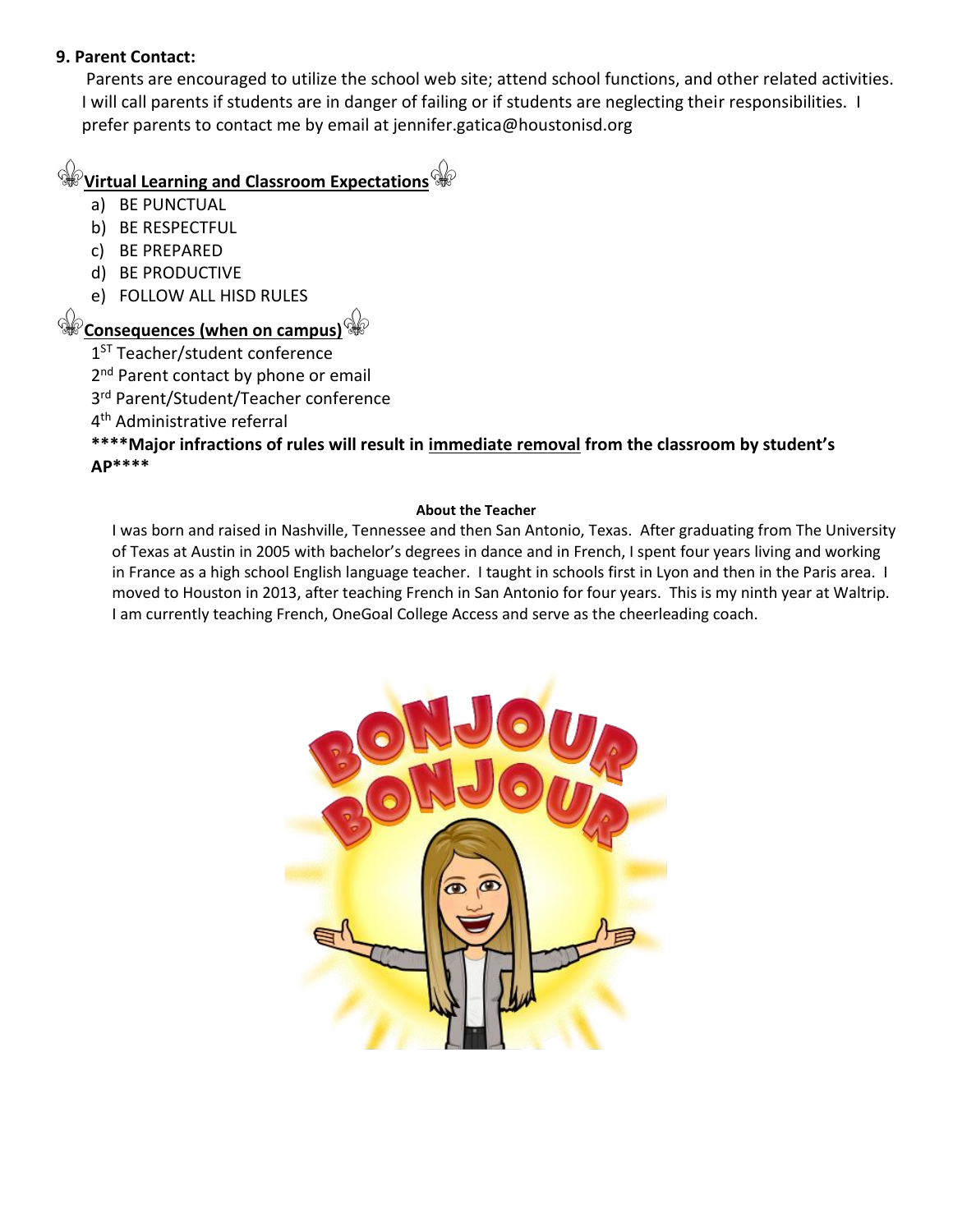**9. Parent Contact:**

Parents are encouraged to utilize the school web site; attend school functions, and other related activities. I will call parents if students are in danger of failing or if students are neglecting their responsibilities. I prefer parents to contact me by email at jennifer.gatica@houstonisd.org

⚜ **Virtual Learning and Classroom Expectations** ⚜

a) BE PUNCTUAL
b) BE RESPECTFUL
c) BE PREPARED
d) BE PRODUCTIVE
e) FOLLOW ALL HISD RULES

⚜ **Consequences (when on campus)** ⚜

1ST Teacher/student conference
2nd Parent contact by phone or email
3rd Parent/Student/Teacher conference
4th Administrative referral

****Major infractions of rules will result in immediate removal from the classroom by student's AP****

**About the Teacher**

I was born and raised in Nashville, Tennessee and then San Antonio, Texas. After graduating from The University of Texas at Austin in 2005 with bachelor's degrees in dance and in French, I spent four years living and working in France as a high school English language teacher. I taught in schools first in Lyon and then in the Paris area. I moved to Houston in 2013, after teaching French in San Antonio for four years. This is my ninth year at Waltrip. I am currently teaching French, OneGoal College Access and serve as the cheerleading coach.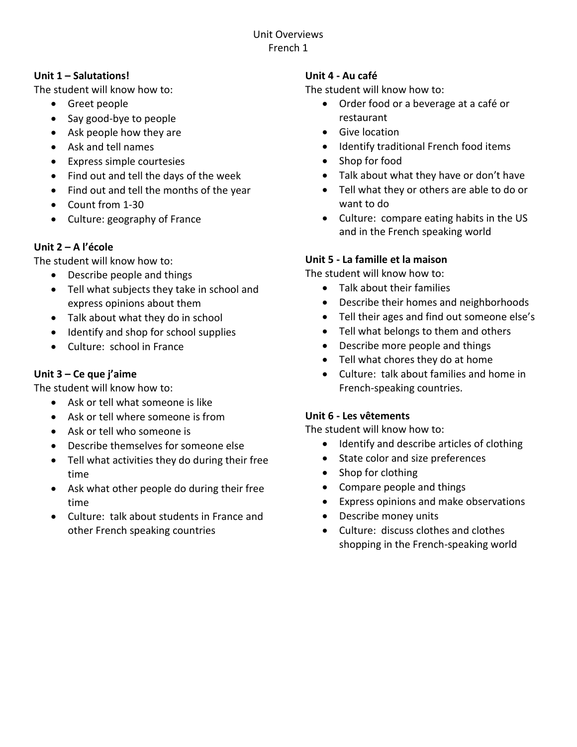# Unit Overviews
## French 1

**Unit 1 – Salutations!**

The student will know how to:

- Greet people
- Say good-bye to people
- Ask people how they are
- Ask and tell names
- Express simple courtesies
- Find out and tell the days of the week
- Find out and tell the months of the year
- Count from 1-30
- Culture: geography of France

**Unit 2 – A l'école**

The student will know how to:

- Describe people and things
- Tell what subjects they take in school and express opinions about them
- Talk about what they do in school
- Identify and shop for school supplies
- Culture: school in France

**Unit 3 – Ce que j'aime**

The student will know how to:

- Ask or tell what someone is like
- Ask or tell where someone is from
- Ask or tell who someone is
- Describe themselves for someone else
- Tell what activities they do during their free time
- Ask what other people do during their free time
- Culture: talk about students in France and other French speaking countries

**Unit 4 - Au café**

The student will know how to:

- Order food or a beverage at a café or restaurant
- Give location
- Identify traditional French food items
- Shop for food
- Talk about what they have or don't have
- Tell what they or others are able to do or want to do
- Culture: compare eating habits in the US and in the French speaking world

**Unit 5 - La famille et la maison**

The student will know how to:

- Talk about their families
- Describe their homes and neighborhoods
- Tell their ages and find out someone else's
- Tell what belongs to them and others
- Describe more people and things
- Tell what chores they do at home
- Culture: talk about families and home in French-speaking countries.

**Unit 6 - Les vêtements**

The student will know how to:

- Identify and describe articles of clothing
- State color and size preferences
- Shop for clothing
- Compare people and things
- Express opinions and make observations
- Describe money units
- Culture: discuss clothes and clothes shopping in the French-speaking world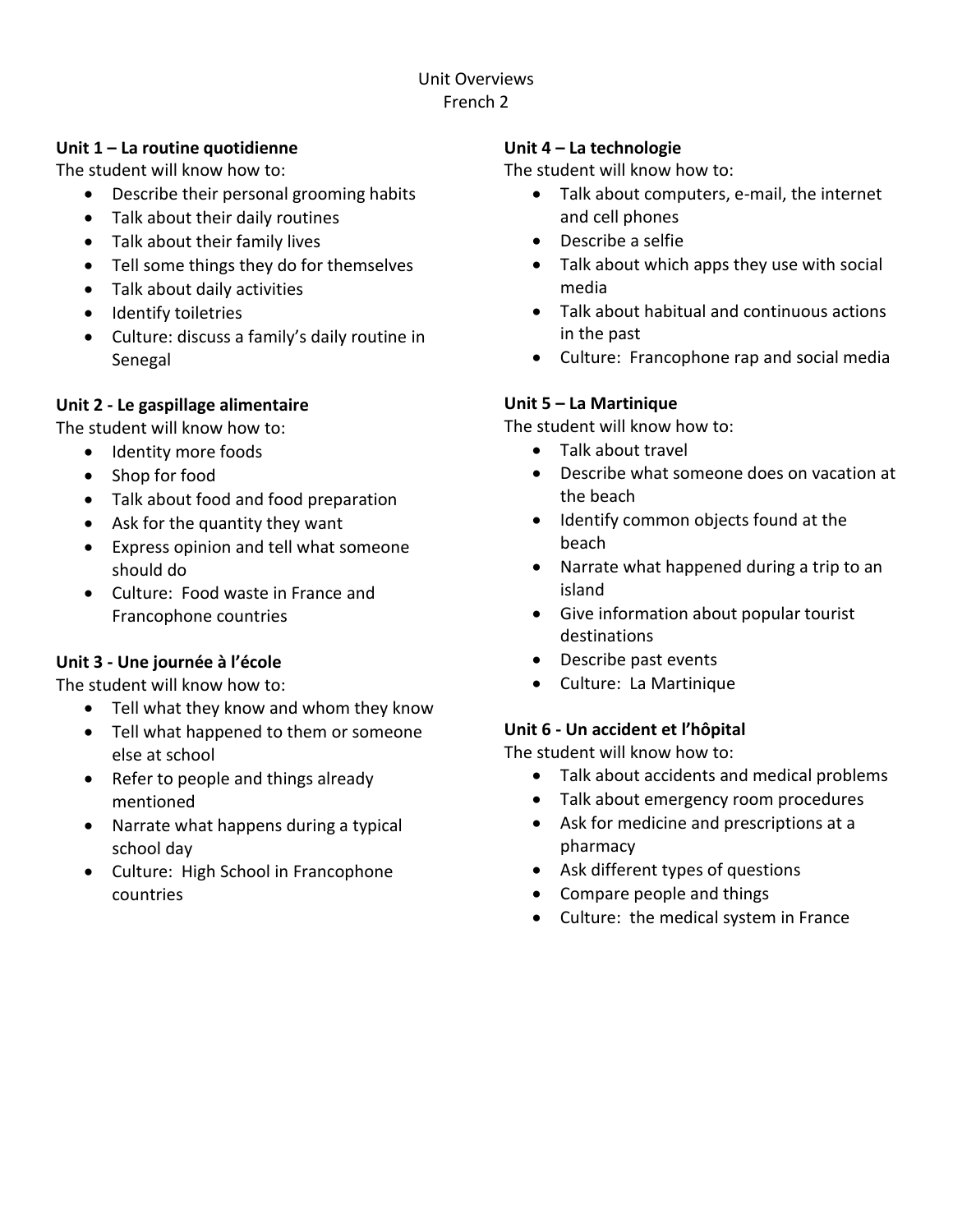# Unit Overviews
## French 2

**Unit 1 – La routine quotidienne**

The student will know how to:

- Describe their personal grooming habits
- Talk about their daily routines
- Talk about their family lives
- Tell some things they do for themselves
- Talk about daily activities
- Identify toiletries
- Culture: discuss a family's daily routine in Senegal

**Unit 2 - Le gaspillage alimentaire**

The student will know how to:

- Identity more foods
- Shop for food
- Talk about food and food preparation
- Ask for the quantity they want
- Express opinion and tell what someone should do
- Culture: Food waste in France and Francophone countries

**Unit 3 - Une journée à l'école**

The student will know how to:

- Tell what they know and whom they know
- Tell what happened to them or someone else at school
- Refer to people and things already mentioned
- Narrate what happens during a typical school day
- Culture: High School in Francophone countries

**Unit 4 – La technologie**

The student will know how to:

- Talk about computers, e-mail, the internet and cell phones
- Describe a selfie
- Talk about which apps they use with social media
- Talk about habitual and continuous actions in the past
- Culture: Francophone rap and social media

**Unit 5 – La Martinique**

The student will know how to:

- Talk about travel
- Describe what someone does on vacation at the beach
- Identify common objects found at the beach
- Narrate what happened during a trip to an island
- Give information about popular tourist destinations
- Describe past events
- Culture: La Martinique

**Unit 6 - Un accident et l'hôpital**

The student will know how to:

- Talk about accidents and medical problems
- Talk about emergency room procedures
- Ask for medicine and prescriptions at a pharmacy
- Ask different types of questions
- Compare people and things
- Culture: the medical system in France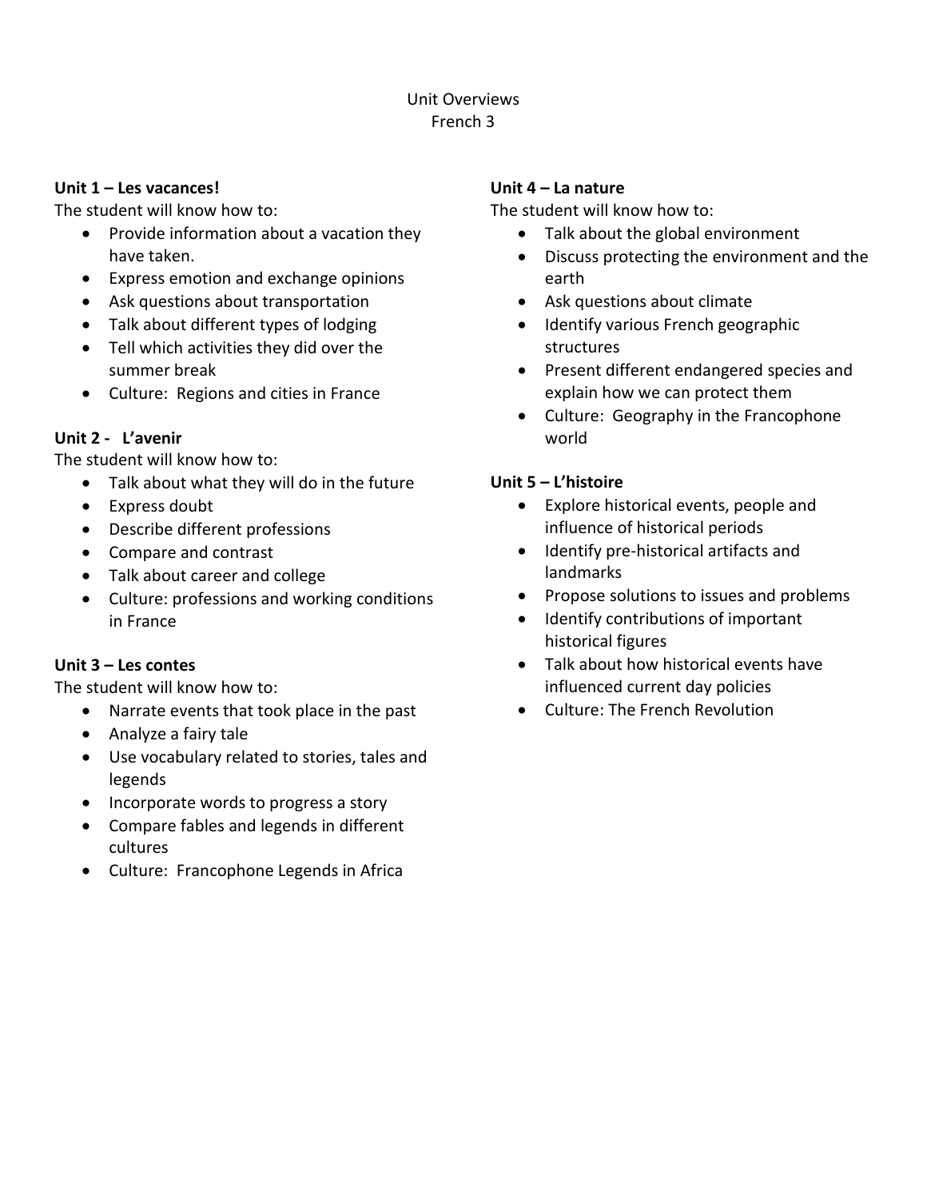# Unit Overviews
## French 3

**Unit 1 – Les vacances!**

The student will know how to:

- Provide information about a vacation they have taken.
- Express emotion and exchange opinions
- Ask questions about transportation
- Talk about different types of lodging
- Tell which activities they did over the summer break
- Culture: Regions and cities in France

**Unit 2 - L'avenir**

The student will know how to:

- Talk about what they will do in the future
- Express doubt
- Describe different professions
- Compare and contrast
- Talk about career and college
- Culture: professions and working conditions in France

**Unit 3 – Les contes**

The student will know how to:

- Narrate events that took place in the past
- Analyze a fairy tale
- Use vocabulary related to stories, tales and legends
- Incorporate words to progress a story
- Compare fables and legends in different cultures
- Culture: Francophone Legends in Africa

**Unit 4 – La nature**

The student will know how to:

- Talk about the global environment
- Discuss protecting the environment and the earth
- Ask questions about climate
- Identify various French geographic structures
- Present different endangered species and explain how we can protect them
- Culture: Geography in the Francophone world

**Unit 5 – L'histoire**

- Explore historical events, people and influence of historical periods
- Identify pre-historical artifacts and landmarks
- Propose solutions to issues and problems
- Identify contributions of important historical figures
- Talk about how historical events have influenced current day policies
- Culture: The French Revolution